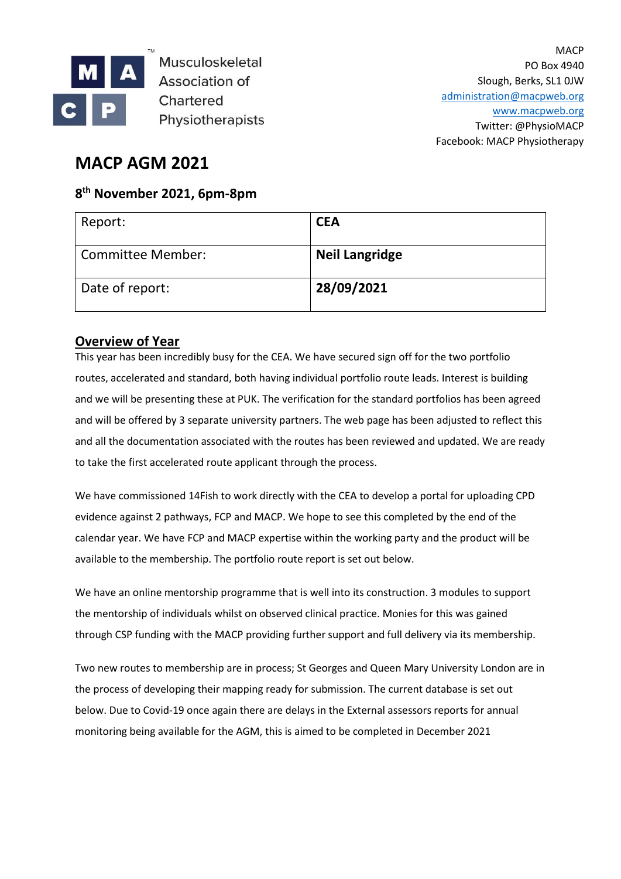Musculoskeletal Association of Chartered Physiotherapists

MACP
PO Box 4940
Slough, Berks, SL1 0JW
administration@macpweb.org
www.macpweb.org
Twitter: @PhysioMACP
Facebook: MACP Physiotherapy

# MACP AGM 2021

## 8th November 2021, 6pm-8pm

| Report: | **CEA** |
|---|---|
| Committee Member: | **Neil Langridge** |
| Date of report: | **28/09/2021** |

## Overview of Year

This year has been incredibly busy for the CEA. We have secured sign off for the two portfolio routes, accelerated and standard, both having individual portfolio route leads. Interest is building and we will be presenting these at PUK. The verification for the standard portfolios has been agreed and will be offered by 3 separate university partners. The web page has been adjusted to reflect this and all the documentation associated with the routes has been reviewed and updated. We are ready to take the first accelerated route applicant through the process.

We have commissioned 14Fish to work directly with the CEA to develop a portal for uploading CPD evidence against 2 pathways, FCP and MACP. We hope to see this completed by the end of the calendar year. We have FCP and MACP expertise within the working party and the product will be available to the membership. The portfolio route report is set out below.

We have an online mentorship programme that is well into its construction. 3 modules to support the mentorship of individuals whilst on observed clinical practice. Monies for this was gained through CSP funding with the MACP providing further support and full delivery via its membership.

Two new routes to membership are in process; St Georges and Queen Mary University London are in the process of developing their mapping ready for submission. The current database is set out below. Due to Covid-19 once again there are delays in the External assessors reports for annual monitoring being available for the AGM, this is aimed to be completed in December 2021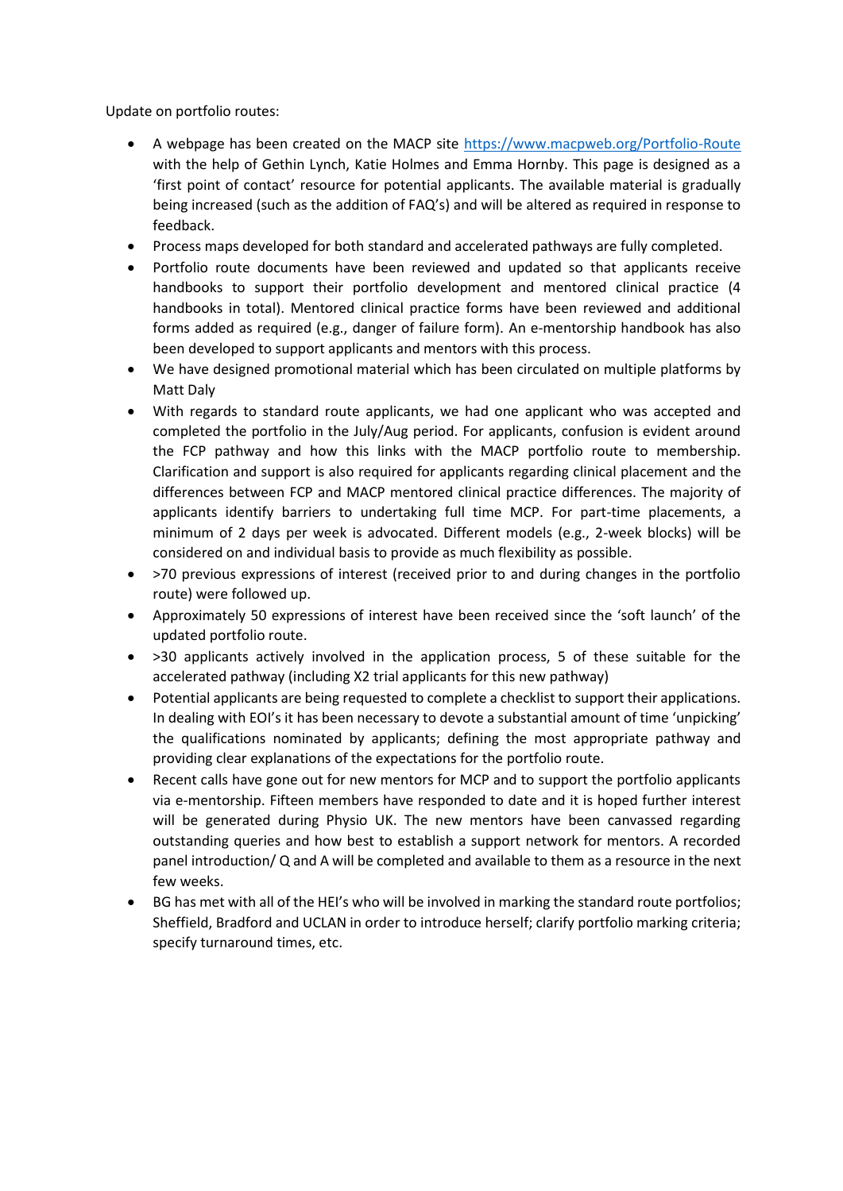Update on portfolio routes:

- A webpage has been created on the MACP site https://www.macpweb.org/Portfolio-Route with the help of Gethin Lynch, Katie Holmes and Emma Hornby. This page is designed as a 'first point of contact' resource for potential applicants. The available material is gradually being increased (such as the addition of FAQ's) and will be altered as required in response to feedback.
- Process maps developed for both standard and accelerated pathways are fully completed.
- Portfolio route documents have been reviewed and updated so that applicants receive handbooks to support their portfolio development and mentored clinical practice (4 handbooks in total). Mentored clinical practice forms have been reviewed and additional forms added as required (e.g., danger of failure form). An e-mentorship handbook has also been developed to support applicants and mentors with this process.
- We have designed promotional material which has been circulated on multiple platforms by Matt Daly
- With regards to standard route applicants, we had one applicant who was accepted and completed the portfolio in the July/Aug period. For applicants, confusion is evident around the FCP pathway and how this links with the MACP portfolio route to membership. Clarification and support is also required for applicants regarding clinical placement and the differences between FCP and MACP mentored clinical practice differences. The majority of applicants identify barriers to undertaking full time MCP. For part-time placements, a minimum of 2 days per week is advocated. Different models (e.g., 2-week blocks) will be considered on and individual basis to provide as much flexibility as possible.
- >70 previous expressions of interest (received prior to and during changes in the portfolio route) were followed up.
- Approximately 50 expressions of interest have been received since the 'soft launch' of the updated portfolio route.
- >30 applicants actively involved in the application process, 5 of these suitable for the accelerated pathway (including X2 trial applicants for this new pathway)
- Potential applicants are being requested to complete a checklist to support their applications. In dealing with EOI's it has been necessary to devote a substantial amount of time 'unpicking' the qualifications nominated by applicants; defining the most appropriate pathway and providing clear explanations of the expectations for the portfolio route.
- Recent calls have gone out for new mentors for MCP and to support the portfolio applicants via e-mentorship. Fifteen members have responded to date and it is hoped further interest will be generated during Physio UK. The new mentors have been canvassed regarding outstanding queries and how best to establish a support network for mentors. A recorded panel introduction/ Q and A will be completed and available to them as a resource in the next few weeks.
- BG has met with all of the HEI's who will be involved in marking the standard route portfolios; Sheffield, Bradford and UCLAN in order to introduce herself; clarify portfolio marking criteria; specify turnaround times, etc.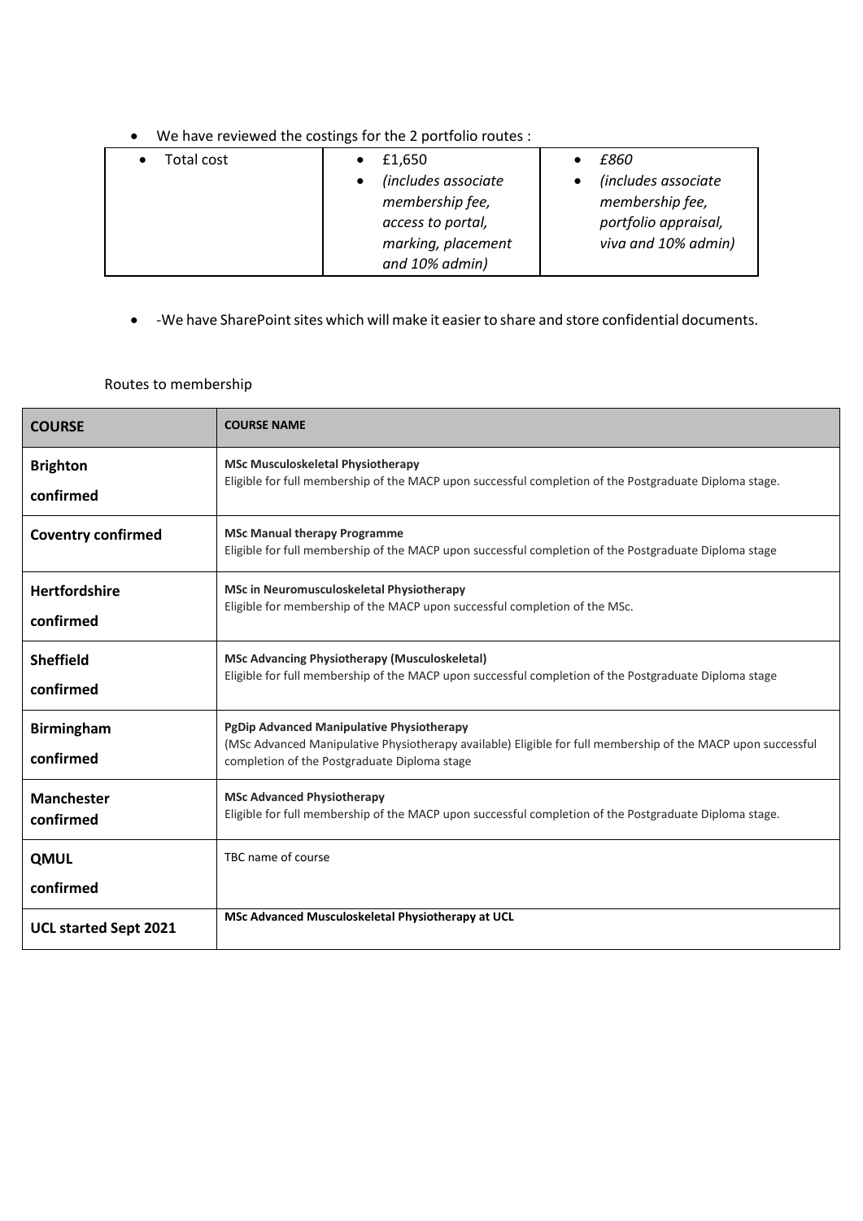- We have reviewed the costings for the 2 portfolio routes :

| | | |
|---|---|---|
| • Total cost | • £1,650<br>• *(includes associate membership fee, access to portal, marking, placement and 10% admin)* | • *£860*<br>• *(includes associate membership fee, portfolio appraisal, viva and 10% admin)* |

- -We have SharePoint sites which will make it easier to share and store confidential documents.

Routes to membership

| **COURSE** | **COURSE NAME** |
|---|---|
| **Brighton confirmed** | **MSc Musculoskeletal Physiotherapy**<br>Eligible for full membership of the MACP upon successful completion of the Postgraduate Diploma stage. |
| **Coventry confirmed** | **MSc Manual therapy Programme**<br>Eligible for full membership of the MACP upon successful completion of the Postgraduate Diploma stage |
| **Hertfordshire confirmed** | **MSc in Neuromusculoskeletal Physiotherapy**<br>Eligible for membership of the MACP upon successful completion of the MSc. |
| **Sheffield confirmed** | **MSc Advancing Physiotherapy (Musculoskeletal)**<br>Eligible for full membership of the MACP upon successful completion of the Postgraduate Diploma stage |
| **Birmingham confirmed** | **PgDip Advanced Manipulative Physiotherapy**<br>(MSc Advanced Manipulative Physiotherapy available) Eligible for full membership of the MACP upon successful completion of the Postgraduate Diploma stage |
| **Manchester confirmed** | **MSc Advanced Physiotherapy**<br>Eligible for full membership of the MACP upon successful completion of the Postgraduate Diploma stage. |
| **QMUL confirmed** | TBC name of course |
| **UCL started Sept 2021** | **MSc Advanced Musculoskeletal Physiotherapy at UCL** |